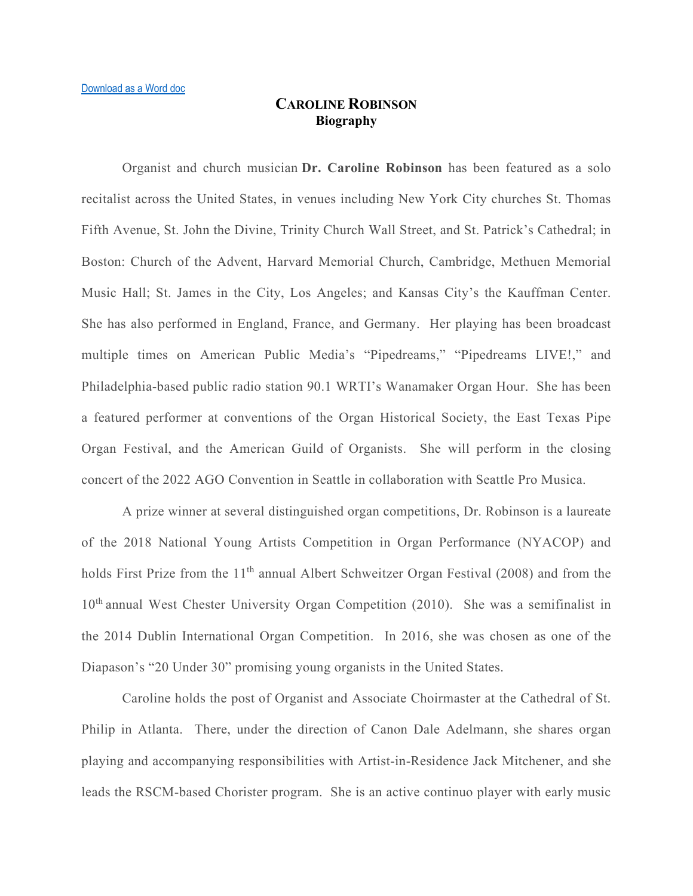[Download as a Word doc]

# CAROLINE ROBINSON
## Biography

Organist and church musician **Dr. Caroline Robinson** has been featured as a solo recitalist across the United States, in venues including New York City churches St. Thomas Fifth Avenue, St. John the Divine, Trinity Church Wall Street, and St. Patrick's Cathedral; in Boston: Church of the Advent, Harvard Memorial Church, Cambridge, Methuen Memorial Music Hall; St. James in the City, Los Angeles; and Kansas City's the Kauffman Center. She has also performed in England, France, and Germany. Her playing has been broadcast multiple times on American Public Media's "Pipedreams," "Pipedreams LIVE!," and Philadelphia-based public radio station 90.1 WRTI's Wanamaker Organ Hour. She has been a featured performer at conventions of the Organ Historical Society, the East Texas Pipe Organ Festival, and the American Guild of Organists. She will perform in the closing concert of the 2022 AGO Convention in Seattle in collaboration with Seattle Pro Musica.

A prize winner at several distinguished organ competitions, Dr. Robinson is a laureate of the 2018 National Young Artists Competition in Organ Performance (NYACOP) and holds First Prize from the 11th annual Albert Schweitzer Organ Festival (2008) and from the 10th annual West Chester University Organ Competition (2010). She was a semifinalist in the 2014 Dublin International Organ Competition. In 2016, she was chosen as one of the Diapason's "20 Under 30" promising young organists in the United States.

Caroline holds the post of Organist and Associate Choirmaster at the Cathedral of St. Philip in Atlanta. There, under the direction of Canon Dale Adelmann, she shares organ playing and accompanying responsibilities with Artist-in-Residence Jack Mitchener, and she leads the RSCM-based Chorister program. She is an active continuo player with early music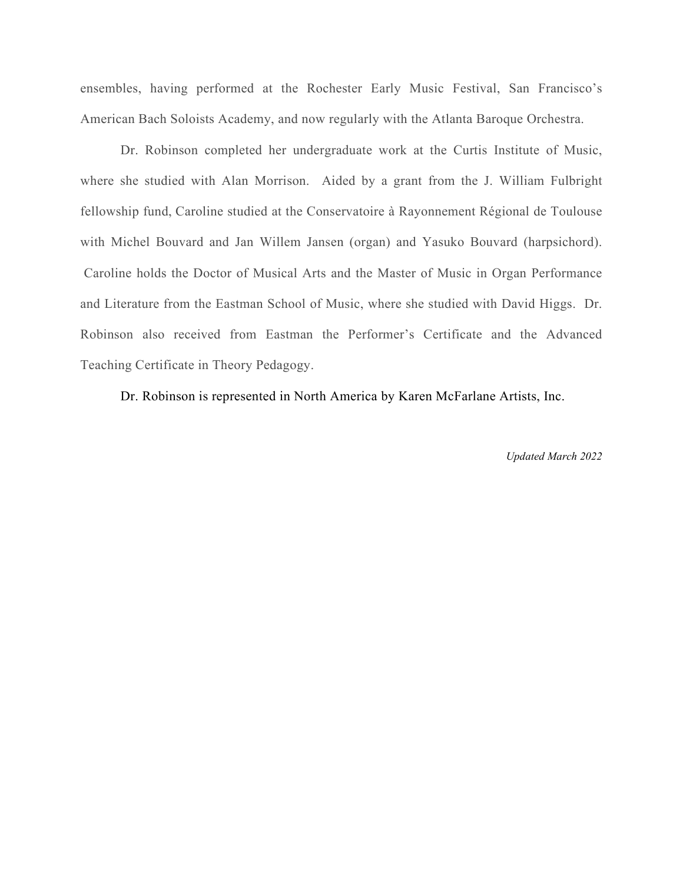ensembles, having performed at the Rochester Early Music Festival, San Francisco's American Bach Soloists Academy, and now regularly with the Atlanta Baroque Orchestra.

Dr. Robinson completed her undergraduate work at the Curtis Institute of Music, where she studied with Alan Morrison. Aided by a grant from the J. William Fulbright fellowship fund, Caroline studied at the Conservatoire à Rayonnement Régional de Toulouse with Michel Bouvard and Jan Willem Jansen (organ) and Yasuko Bouvard (harpsichord). Caroline holds the Doctor of Musical Arts and the Master of Music in Organ Performance and Literature from the Eastman School of Music, where she studied with David Higgs. Dr. Robinson also received from Eastman the Performer's Certificate and the Advanced Teaching Certificate in Theory Pedagogy.

Dr. Robinson is represented in North America by Karen McFarlane Artists, Inc.

*Updated March 2022*